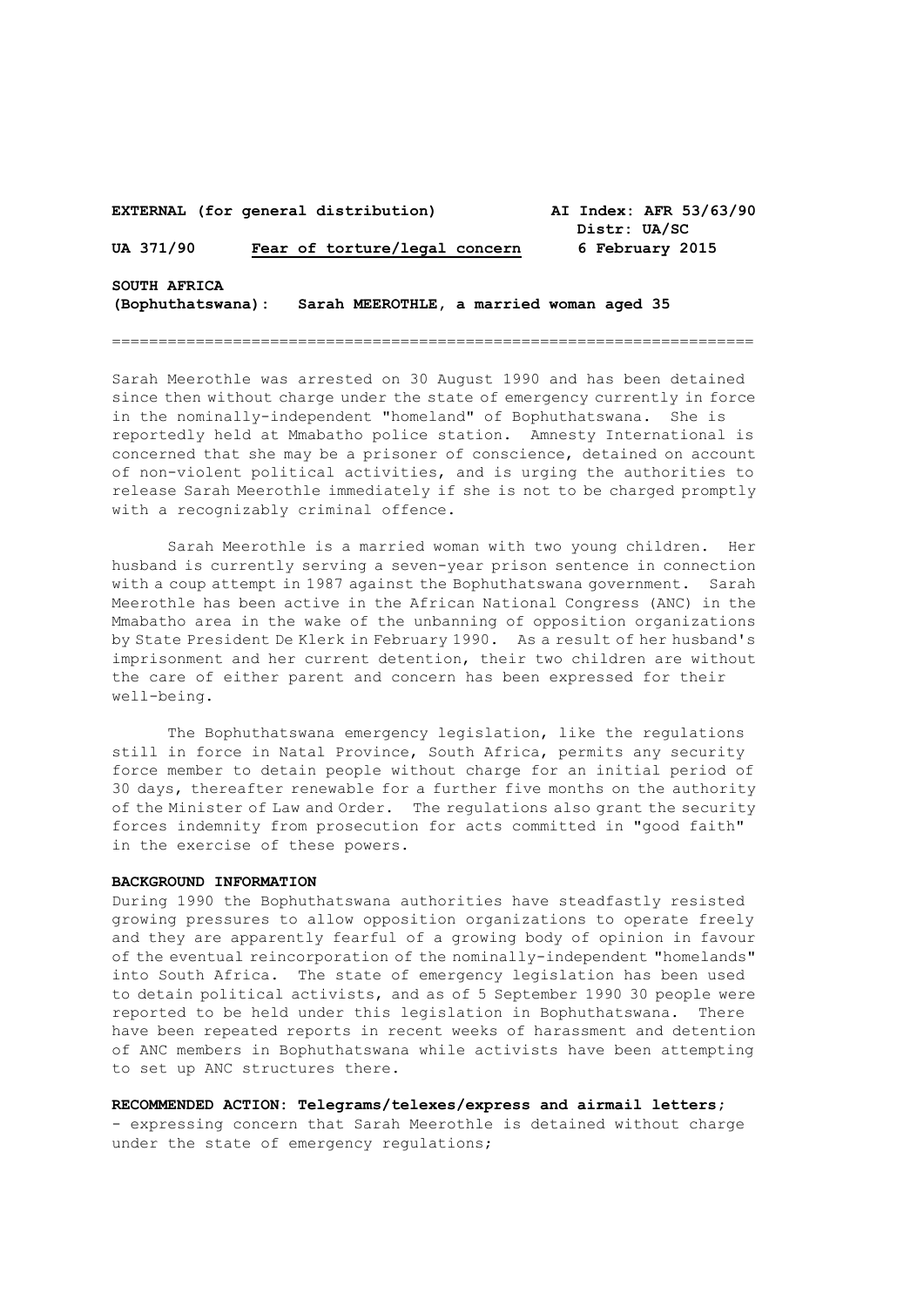**EXTERNAL (for general distribution)** **AI Index: AFR 53/63/90**
**Distr: UA/SC**

**UA 371/90** <u>Fear of torture/legal concern</u> **6 February 2015**

**SOUTH AFRICA**
**(Bophuthatswana): Sarah MEEROTHLE, a married woman aged 35**

---

Sarah Meerothle was arrested on 30 August 1990 and has been detained since then without charge under the state of emergency currently in force in the nominally-independent "homeland" of Bophuthatswana. She is reportedly held at Mmabatho police station. Amnesty International is concerned that she may be a prisoner of conscience, detained on account of non-violent political activities, and is urging the authorities to release Sarah Meerothle immediately if she is not to be charged promptly with a recognizably criminal offence.

Sarah Meerothle is a married woman with two young children. Her husband is currently serving a seven-year prison sentence in connection with a coup attempt in 1987 against the Bophuthatswana government. Sarah Meerothle has been active in the African National Congress (ANC) in the Mmabatho area in the wake of the unbanning of opposition organizations by State President De Klerk in February 1990. As a result of her husband's imprisonment and her current detention, their two children are without the care of either parent and concern has been expressed for their well-being.

The Bophuthatswana emergency legislation, like the regulations still in force in Natal Province, South Africa, permits any security force member to detain people without charge for an initial period of 30 days, thereafter renewable for a further five months on the authority of the Minister of Law and Order. The regulations also grant the security forces indemnity from prosecution for acts committed in "good faith" in the exercise of these powers.

**BACKGROUND INFORMATION**
During 1990 the Bophuthatswana authorities have steadfastly resisted growing pressures to allow opposition organizations to operate freely and they are apparently fearful of a growing body of opinion in favour of the eventual reincorporation of the nominally-independent "homelands" into South Africa. The state of emergency legislation has been used to detain political activists, and as of 5 September 1990 30 people were reported to be held under this legislation in Bophuthatswana. There have been repeated reports in recent weeks of harassment and detention of ANC members in Bophuthatswana while activists have been attempting to set up ANC structures there.

**RECOMMENDED ACTION: Telegrams/telexes/express and airmail letters;**
- expressing concern that Sarah Meerothle is detained without charge under the state of emergency regulations;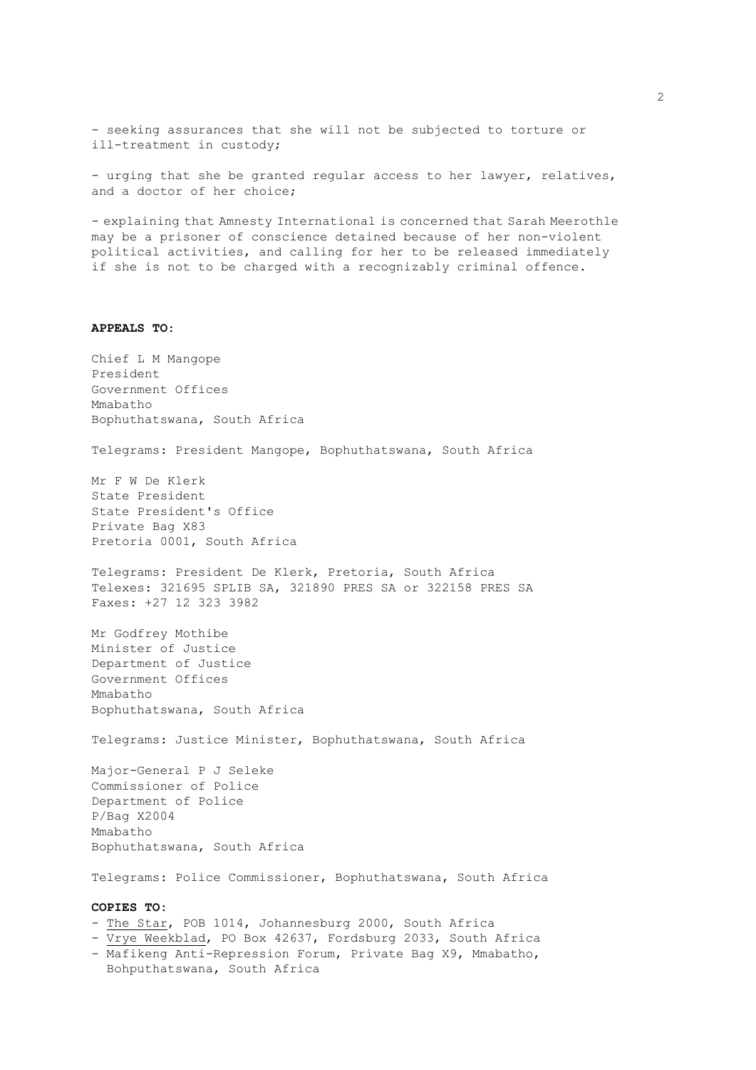- seeking assurances that she will not be subjected to torture or ill-treatment in custody;

- urging that she be granted regular access to her lawyer, relatives, and a doctor of her choice;

- explaining that Amnesty International is concerned that Sarah Meerothle may be a prisoner of conscience detained because of her non-violent political activities, and calling for her to be released immediately if she is not to be charged with a recognizably criminal offence.

**APPEALS TO:**

Chief L M Mangope
President
Government Offices
Mmabatho
Bophuthatswana, South Africa

Telegrams: President Mangope, Bophuthatswana, South Africa

Mr F W De Klerk
State President
State President's Office
Private Bag X83
Pretoria 0001, South Africa

Telegrams: President De Klerk, Pretoria, South Africa
Telexes: 321695 SPLIB SA, 321890 PRES SA or 322158 PRES SA
Faxes: +27 12 323 3982

Mr Godfrey Mothibe
Minister of Justice
Department of Justice
Government Offices
Mmabatho
Bophuthatswana, South Africa

Telegrams: Justice Minister, Bophuthatswana, South Africa

Major-General P J Seleke
Commissioner of Police
Department of Police
P/Bag X2004
Mmabatho
Bophuthatswana, South Africa

Telegrams: Police Commissioner, Bophuthatswana, South Africa

**COPIES TO:**

- The Star, POB 1014, Johannesburg 2000, South Africa
- Vrye Weekblad, PO Box 42637, Fordsburg 2033, South Africa
- Mafikeng Anti-Repression Forum, Private Bag X9, Mmabatho, Bohputhatswana, South Africa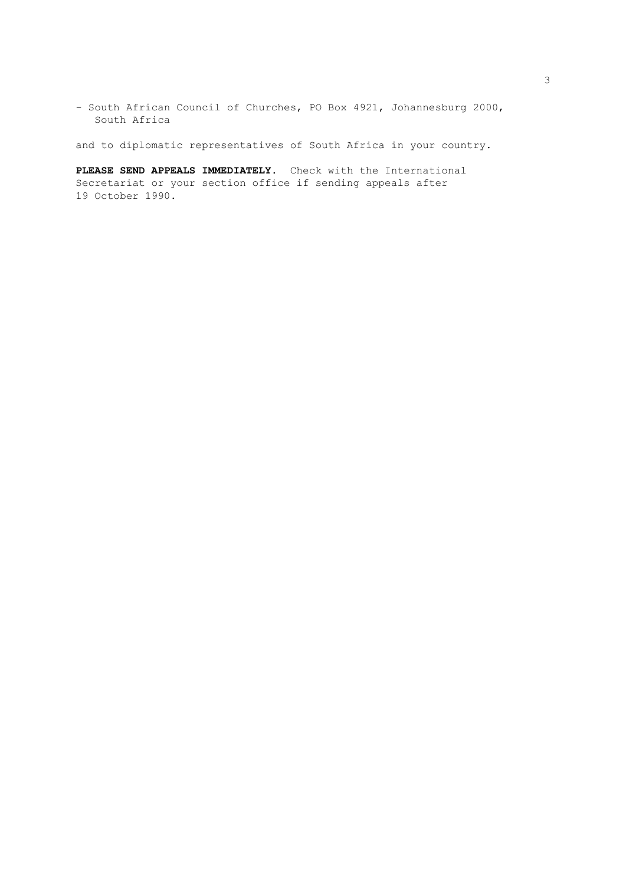- South African Council of Churches, PO Box 4921, Johannesburg 2000, South Africa

and to diplomatic representatives of South Africa in your country.

**PLEASE SEND APPEALS IMMEDIATELY.** Check with the International Secretariat or your section office if sending appeals after 19 October 1990.